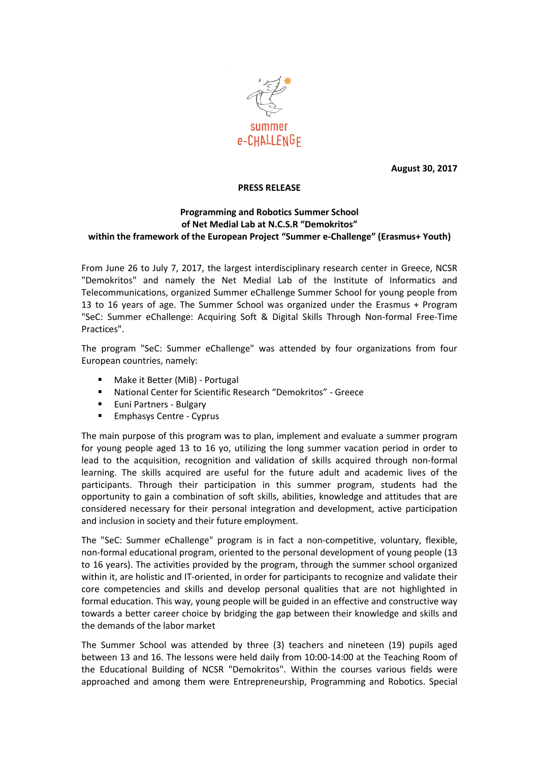summer e-CHALLENGE

**August 30, 2017**

**PRESS RELEASE**

**Programming and Robotics Summer School of Net Medial Lab at N.C.S.R "Demokritos" within the framework of the European Project "Summer e-Challenge" (Erasmus+ Youth)**

From June 26 to July 7, 2017, the largest interdisciplinary research center in Greece, NCSR "Demokritos" and namely the Net Medial Lab of the Institute of Informatics and Telecommunications, organized Summer eChallenge Summer School for young people from 13 to 16 years of age. The Summer School was organized under the Erasmus + Program "SeC: Summer eChallenge: Acquiring Soft & Digital Skills Through Non-formal Free-Time Practices".

The program "SeC: Summer eChallenge" was attended by four organizations from four European countries, namely:

- Make it Better (MiB) - Portugal
- National Center for Scientific Research "Demokritos" - Greece
- Euni Partners - Bulgary
- Emphasys Centre - Cyprus

The main purpose of this program was to plan, implement and evaluate a summer program for young people aged 13 to 16 yo, utilizing the long summer vacation period in order to lead to the acquisition, recognition and validation of skills acquired through non-formal learning. The skills acquired are useful for the future adult and academic lives of the participants. Through their participation in this summer program, students had the opportunity to gain a combination of soft skills, abilities, knowledge and attitudes that are considered necessary for their personal integration and development, active participation and inclusion in society and their future employment.

The "SeC: Summer eChallenge" program is in fact a non-competitive, voluntary, flexible, non-formal educational program, oriented to the personal development of young people (13 to 16 years). The activities provided by the program, through the summer school organized within it, are holistic and IT-oriented, in order for participants to recognize and validate their core competencies and skills and develop personal qualities that are not highlighted in formal education. This way, young people will be guided in an effective and constructive way towards a better career choice by bridging the gap between their knowledge and skills and the demands of the labor market

The Summer School was attended by three (3) teachers and nineteen (19) pupils aged between 13 and 16. The lessons were held daily from 10:00-14:00 at the Teaching Room of the Educational Building of NCSR "Demokritos". Within the courses various fields were approached and among them were Entrepreneurship, Programming and Robotics. Special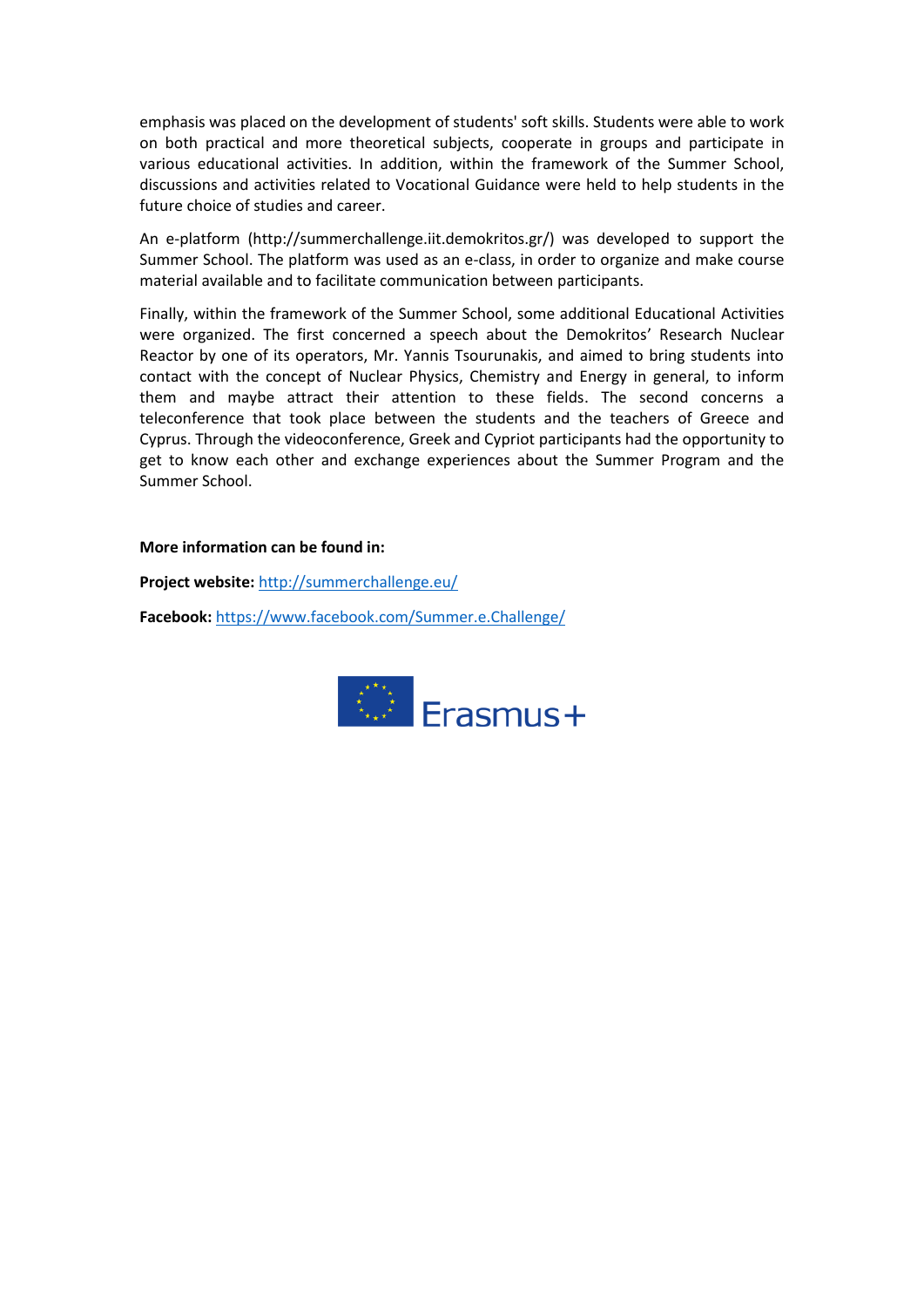emphasis was placed on the development of students' soft skills. Students were able to work on both practical and more theoretical subjects, cooperate in groups and participate in various educational activities. In addition, within the framework of the Summer School, discussions and activities related to Vocational Guidance were held to help students in the future choice of studies and career.

An e-platform (http://summerchallenge.iit.demokritos.gr/) was developed to support the Summer School. The platform was used as an e-class, in order to organize and make course material available and to facilitate communication between participants.

Finally, within the framework of the Summer School, some additional Educational Activities were organized. The first concerned a speech about the Demokritos' Research Nuclear Reactor by one of its operators, Mr. Yannis Tsourunakis, and aimed to bring students into contact with the concept of Nuclear Physics, Chemistry and Energy in general, to inform them and maybe attract their attention to these fields. The second concerns a teleconference that took place between the students and the teachers of Greece and Cyprus. Through the videoconference, Greek and Cypriot participants had the opportunity to get to know each other and exchange experiences about the Summer Program and the Summer School.

**More information can be found in:**

**Project website:** http://summerchallenge.eu/

**Facebook:** https://www.facebook.com/Summer.e.Challenge/

Erasmus+